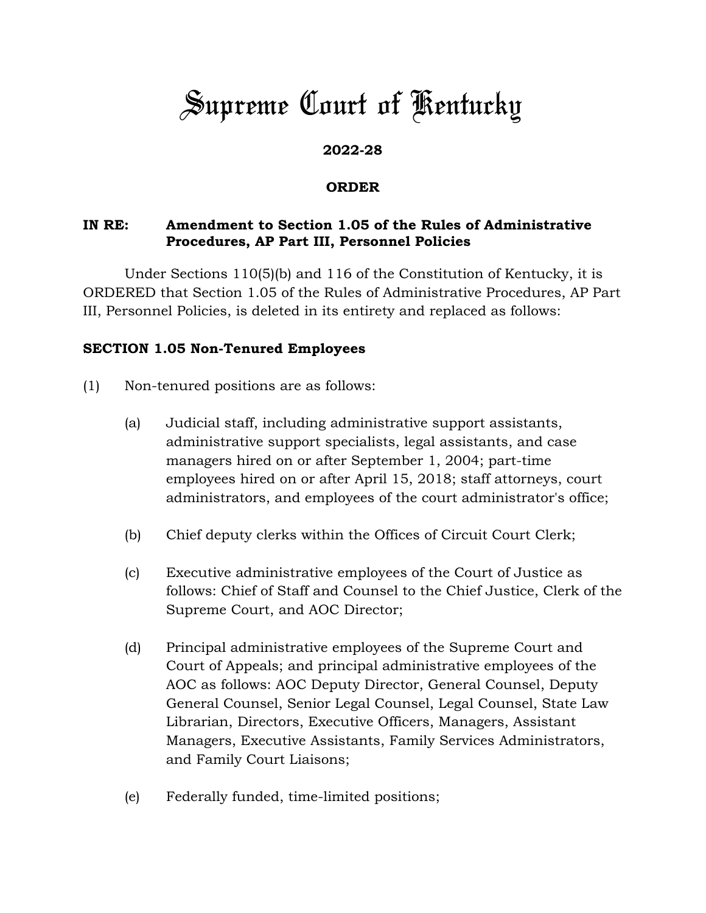# Supreme Court of Kentucky

**2022-28**

**ORDER**

**IN RE: Amendment to Section 1.05 of the Rules of Administrative Procedures, AP Part III, Personnel Policies**

Under Sections 110(5)(b) and 116 of the Constitution of Kentucky, it is ORDERED that Section 1.05 of the Rules of Administrative Procedures, AP Part III, Personnel Policies, is deleted in its entirety and replaced as follows:

**SECTION 1.05 Non-Tenured Employees**

(1) Non-tenured positions are as follows:

 (a) Judicial staff, including administrative support assistants, administrative support specialists, legal assistants, and case managers hired on or after September 1, 2004; part-time employees hired on or after April 15, 2018; staff attorneys, court administrators, and employees of the court administrator's office;

 (b) Chief deputy clerks within the Offices of Circuit Court Clerk;

 (c) Executive administrative employees of the Court of Justice as follows: Chief of Staff and Counsel to the Chief Justice, Clerk of the Supreme Court, and AOC Director;

 (d) Principal administrative employees of the Supreme Court and Court of Appeals; and principal administrative employees of the AOC as follows: AOC Deputy Director, General Counsel, Deputy General Counsel, Senior Legal Counsel, Legal Counsel, State Law Librarian, Directors, Executive Officers, Managers, Assistant Managers, Executive Assistants, Family Services Administrators, and Family Court Liaisons;

 (e) Federally funded, time-limited positions;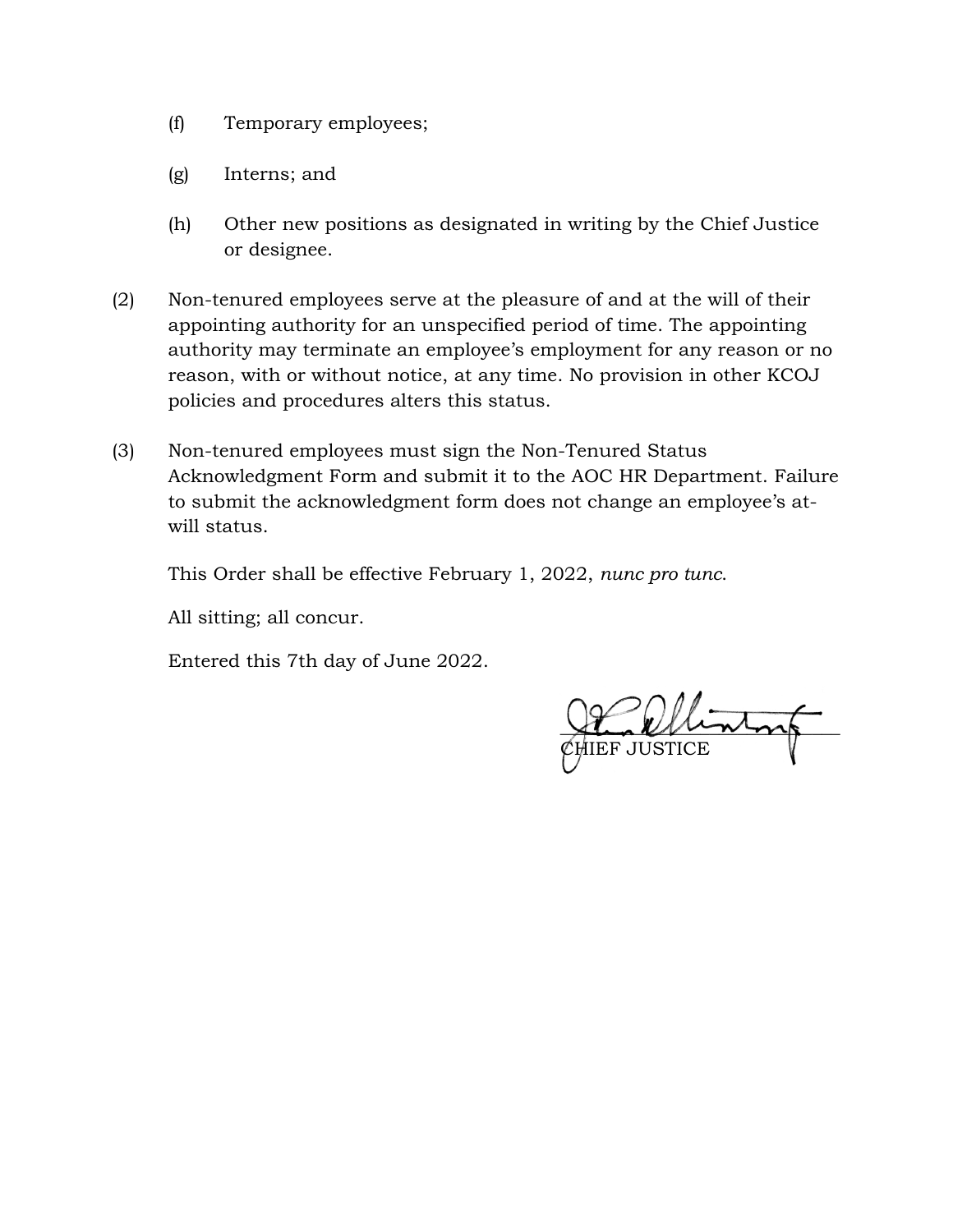(f) Temporary employees;

(g) Interns; and

(h) Other new positions as designated in writing by the Chief Justice or designee.

(2) Non-tenured employees serve at the pleasure of and at the will of their appointing authority for an unspecified period of time. The appointing authority may terminate an employee's employment for any reason or no reason, with or without notice, at any time. No provision in other KCOJ policies and procedures alters this status.

(3) Non-tenured employees must sign the Non-Tenured Status Acknowledgment Form and submit it to the AOC HR Department. Failure to submit the acknowledgment form does not change an employee's at-will status.

This Order shall be effective February 1, 2022, *nunc pro tunc*.

All sitting; all concur.

Entered this 7th day of June 2022.

CHIEF JUSTICE